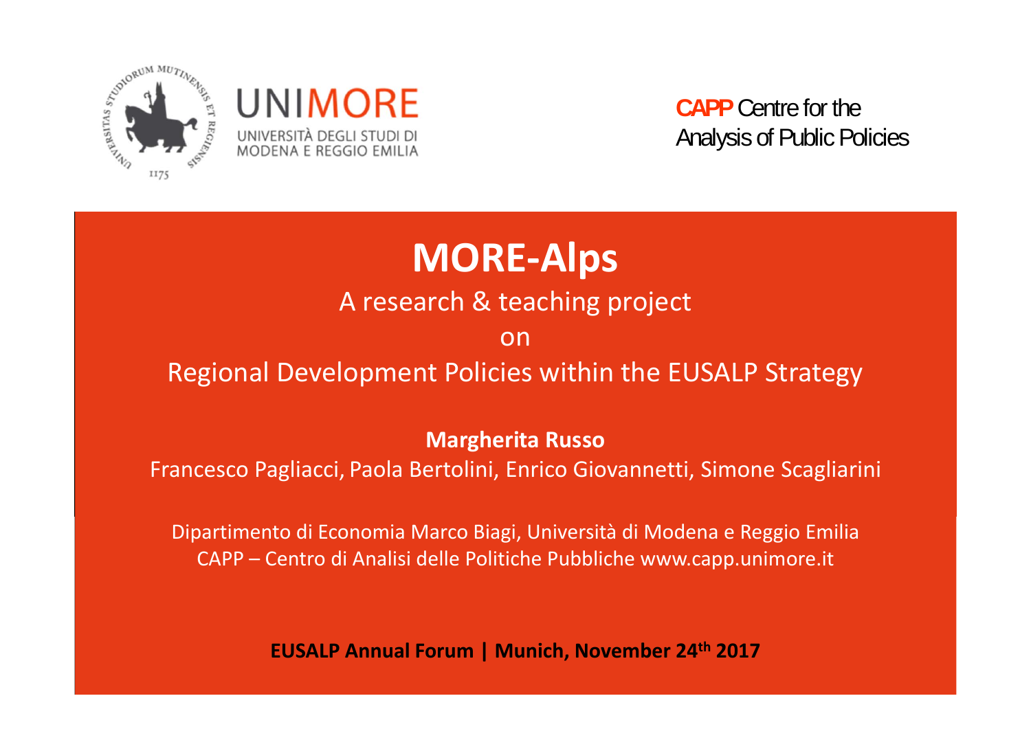UNIMORE

UNIVERSITÀ DEGLI STUDI DI MODENA E REGGIO EMILIA

**CAPP** Centre for the Analysis of Public Policies

# MORE-Alps

A research & teaching project

on

Regional Development Policies within the EUSALP Strategy

**Margherita Russo**

Francesco Pagliacci, Paola Bertolini, Enrico Giovannetti, Simone Scagliarini

Dipartimento di Economia Marco Biagi, Università di Modena e Reggio Emilia

CAPP – Centro di Analisi delle Politiche Pubbliche www.capp.unimore.it

**EUSALP Annual Forum | Munich, November 24th 2017**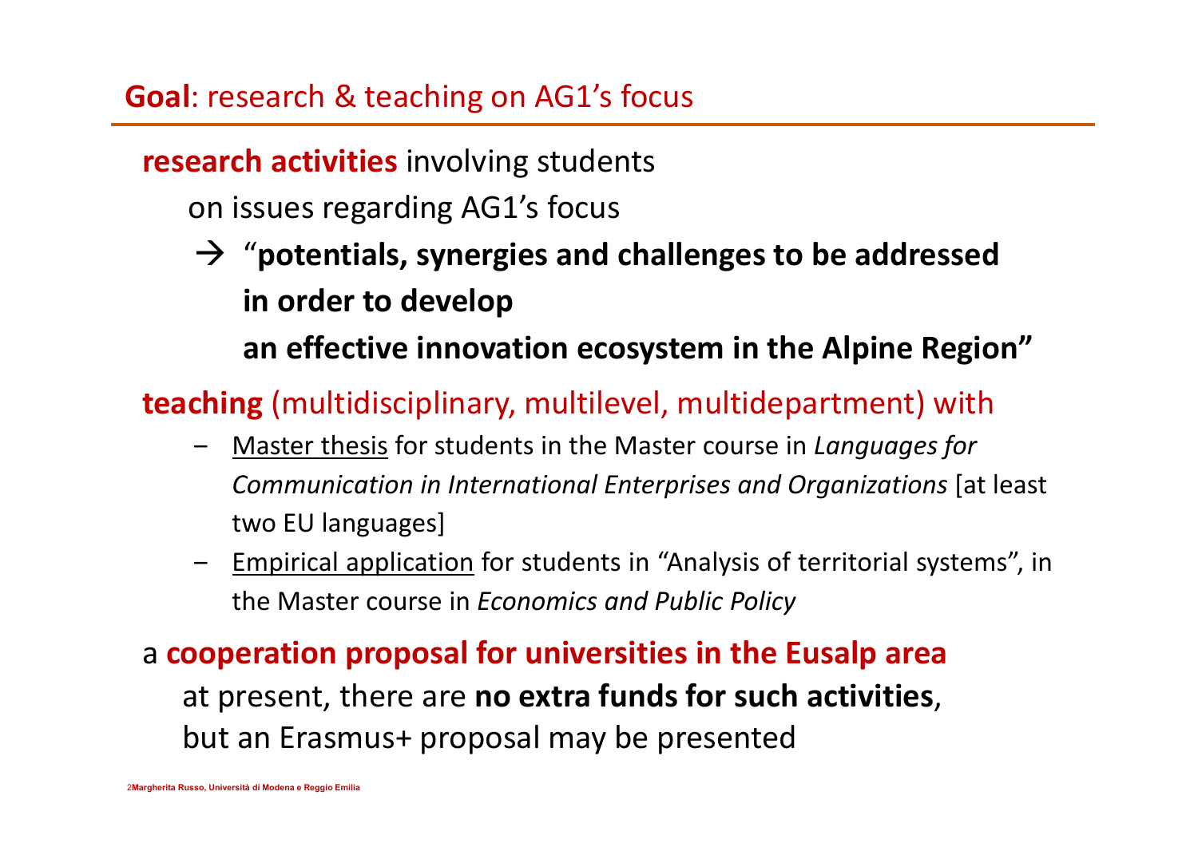## **Goal**: research & teaching on AG1's focus

**research activities** involving students

on issues regarding AG1's focus

→ "**potentials, synergies and challenges to be addressed in order to develop an effective innovation ecosystem in the Alpine Region"**

**teaching** (multidisciplinary, multilevel, multidepartment) with

- Master thesis for students in the Master course in *Languages for Communication in International Enterprises and Organizations* [at least two EU languages]
- Empirical application for students in "Analysis of territorial systems", in the Master course in *Economics and Public Policy*

a **cooperation proposal for universities in the Eusalp area**

at present, there are **no extra funds for such activities**, but an Erasmus+ proposal may be presented

Margherita Russo, Università di Modena e Reggio Emilia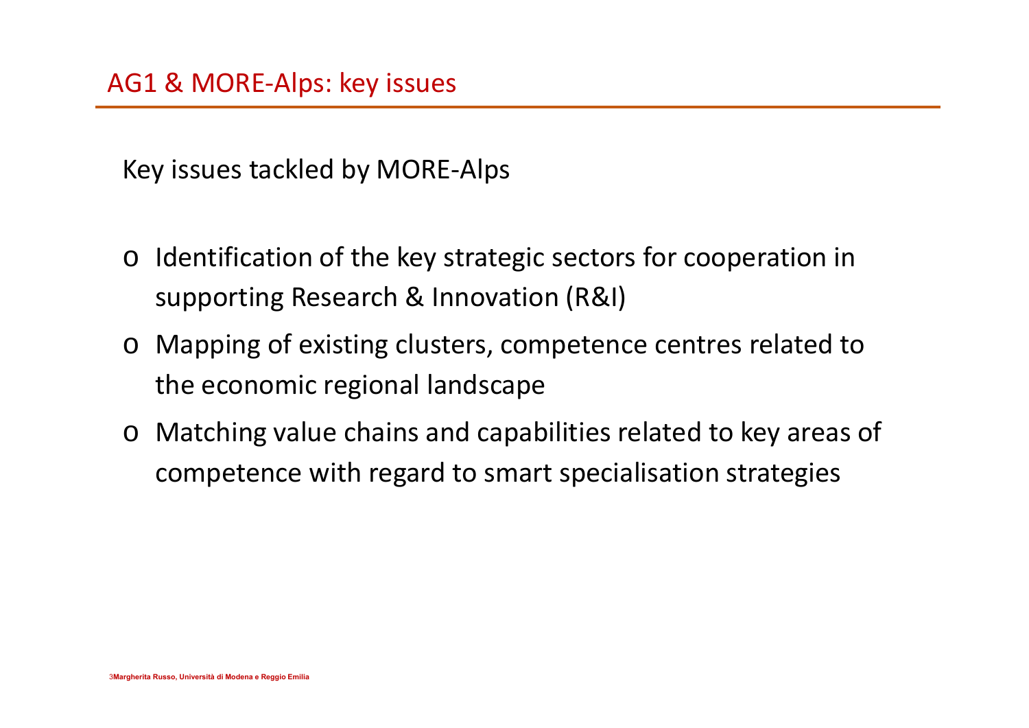## AG1 & MORE-Alps: key issues

Key issues tackled by MORE-Alps

- Identification of the key strategic sectors for cooperation in supporting Research & Innovation (R&I)
- Mapping of existing clusters, competence centres related to the economic regional landscape
- Matching value chains and capabilities related to key areas of competence with regard to smart specialisation strategies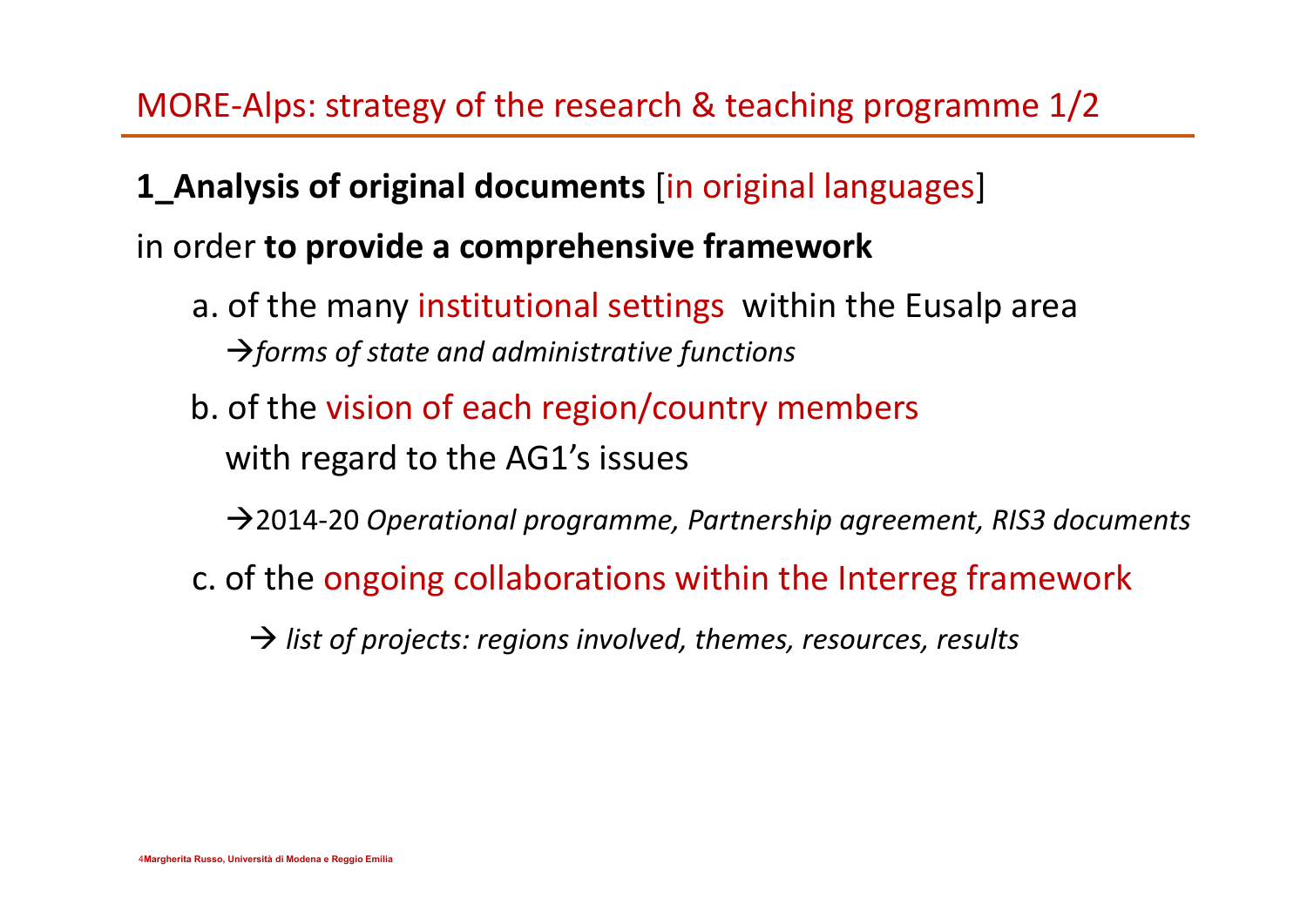# MORE-Alps: strategy of the research & teaching programme 1/2

**1_Analysis of original documents** [in original languages]

in order **to provide a comprehensive framework**

a. of the many institutional settings within the Eusalp area

→*forms of state and administrative functions*

b. of the vision of each region/country members with regard to the AG1's issues

→2014-20 *Operational programme, Partnership agreement, RIS3 documents*

c. of the ongoing collaborations within the Interreg framework

→ *list of projects: regions involved, themes, resources, results*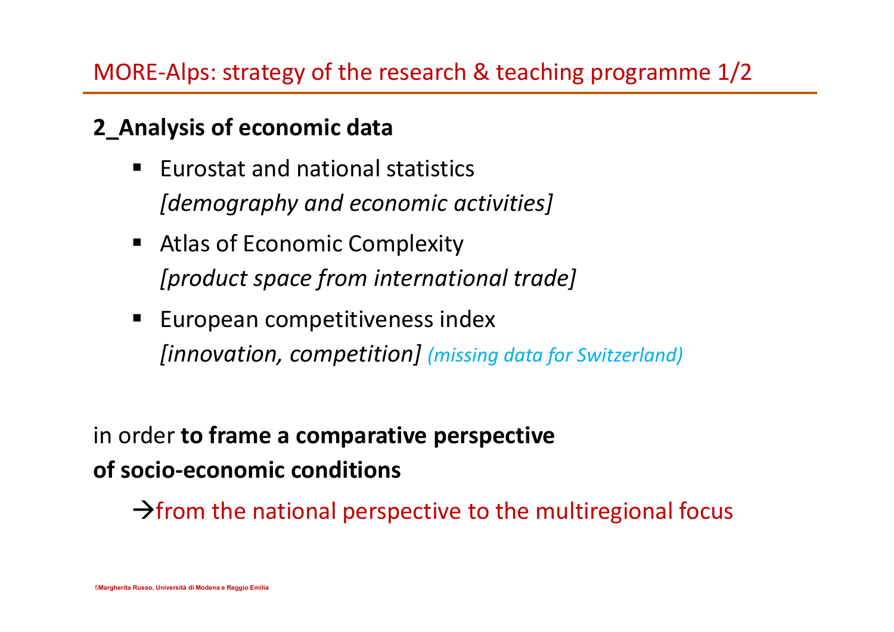# MORE-Alps: strategy of the research & teaching programme 1/2

## 2_Analysis of economic data

- Eurostat and national statistics
  *[demography and economic activities]*
- Atlas of Economic Complexity
  *[product space from international trade]*
- European competitiveness index
  *[innovation, competition] (missing data for Switzerland)*

in order **to frame a comparative perspective of socio-economic conditions**

→from the national perspective to the multiregional focus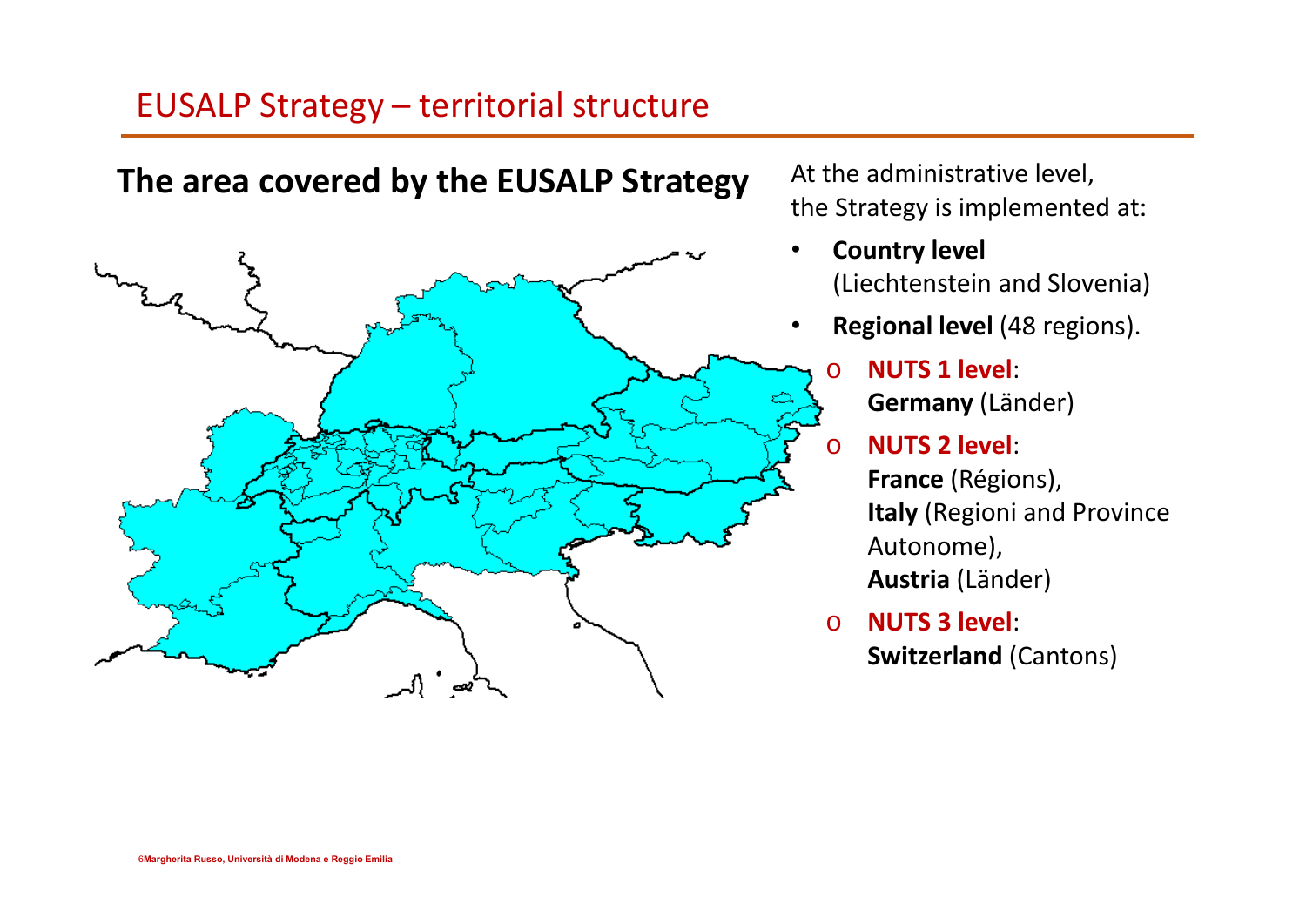# EUSALP Strategy – territorial structure

## The area covered by the EUSALP Strategy

At the administrative level, the Strategy is implemented at:

- **Country level** (Liechtenstein and Slovenia)
- **Regional level** (48 regions).
  - **NUTS 1 level**: **Germany** (Länder)
  - **NUTS 2 level**: **France** (Régions), **Italy** (Regioni and Province Autonome), **Austria** (Länder)
  - **NUTS 3 level**: **Switzerland** (Cantons)

Margherita Russo, Università di Modena e Reggio Emilia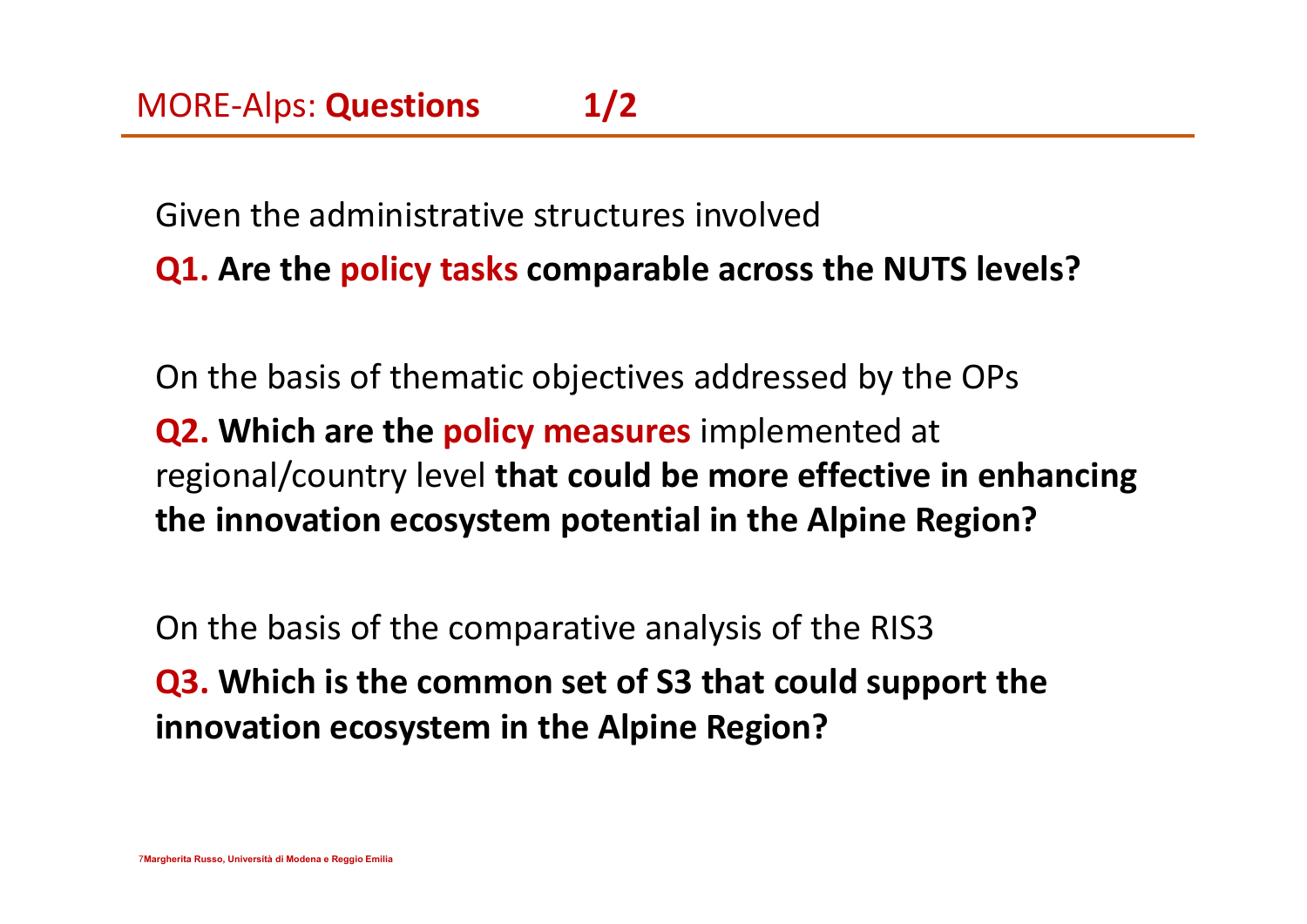## MORE-Alps: **Questions 1/2**

Given the administrative structures involved

**Q1. Are the policy tasks comparable across the NUTS levels?**

On the basis of thematic objectives addressed by the OPs

**Q2. Which are the policy measures** implemented at regional/country level **that could be more effective in enhancing the innovation ecosystem potential in the Alpine Region?**

On the basis of the comparative analysis of the RIS3

**Q3. Which is the common set of S3 that could support the innovation ecosystem in the Alpine Region?**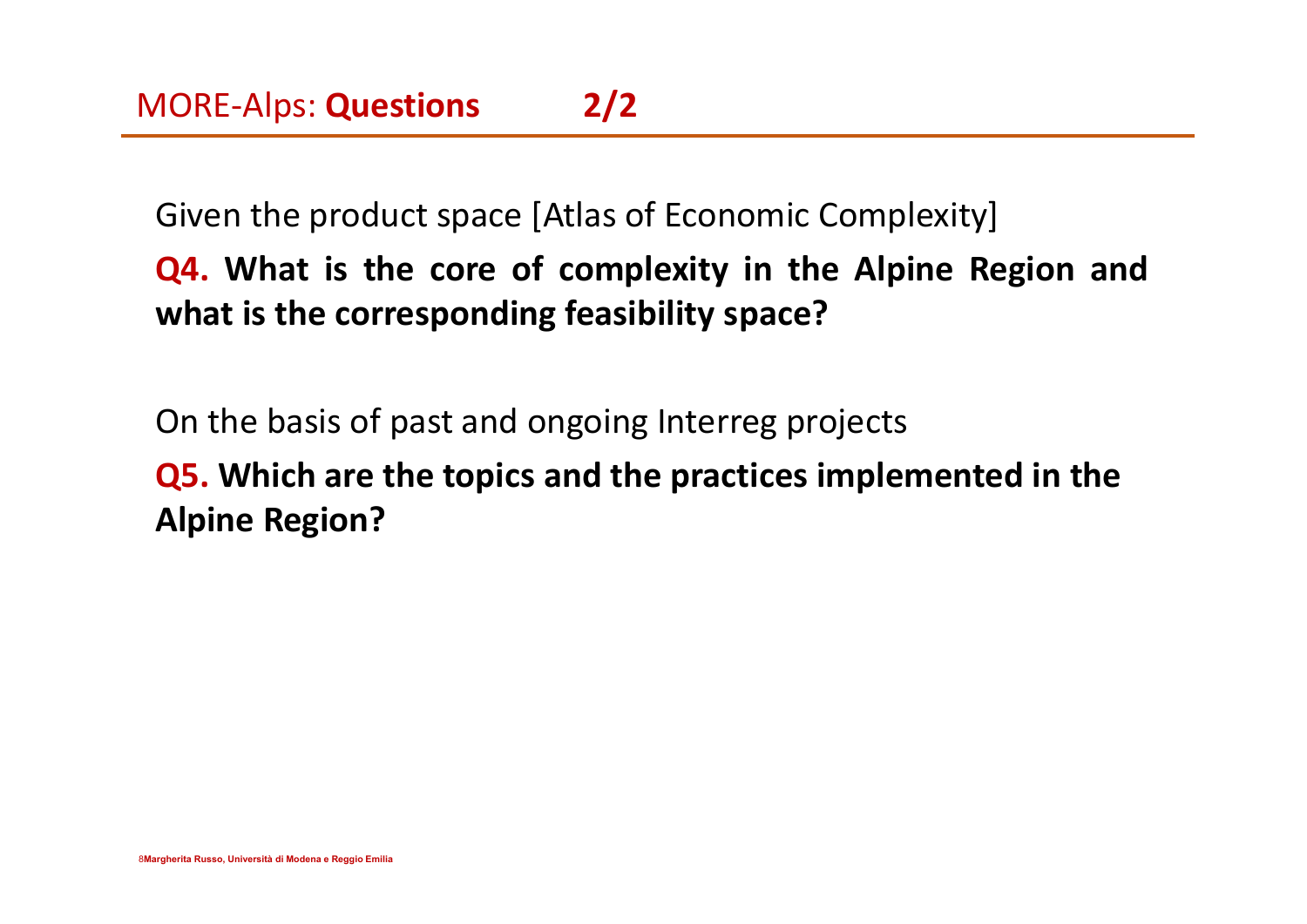## MORE-Alps: **Questions 2/2**

Given the product space [Atlas of Economic Complexity]

**Q4. What is the core of complexity in the Alpine Region and what is the corresponding feasibility space?**

On the basis of past and ongoing Interreg projects

**Q5. Which are the topics and the practices implemented in the Alpine Region?**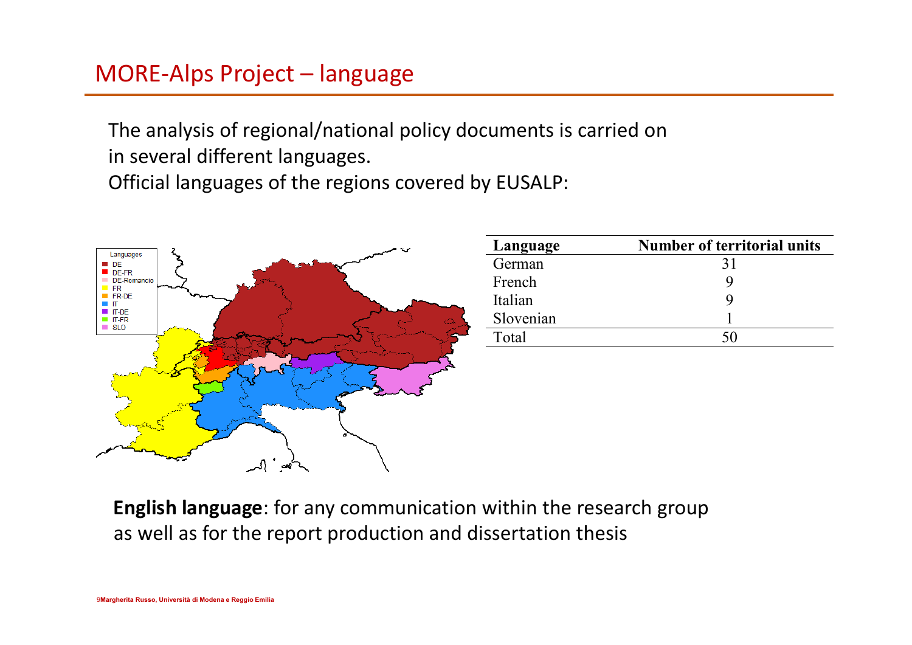# MORE-Alps Project – language

The analysis of regional/national policy documents is carried on in several different languages.
Official languages of the regions covered by EUSALP:

Languages
DE
DE-FR
DE-Romancio
FR
FR-DE
IT
IT-DE
IT-FR
SLO

| Language | Number of territorial units |
|---|---|
| German | 31 |
| French | 9 |
| Italian | 9 |
| Slovenian | 1 |
| Total | 50 |

**English language**: for any communication within the research group as well as for the report production and dissertation thesis

Margherita Russo, Università di Modena e Reggio Emilia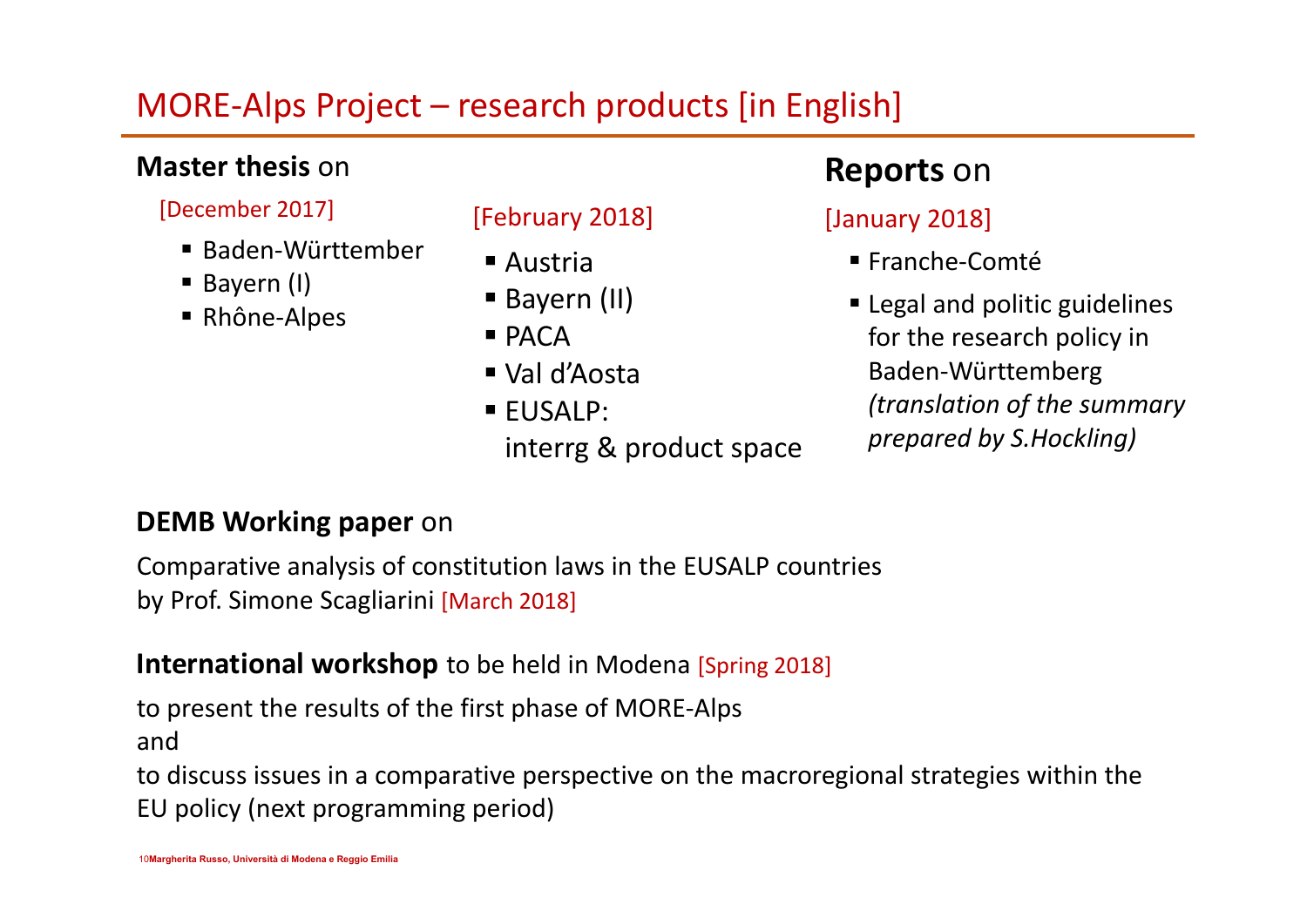# MORE-Alps Project – research products [in English]

**Master thesis** on

[December 2017]

- Baden-Württember
- Bayern (I)
- Rhône-Alpes

[February 2018]

- Austria
- Bayern (II)
- PACA
- Val d'Aosta
- EUSALP:
  interrg & product space

**Reports** on

[January 2018]

- Franche-Comté
- Legal and politic guidelines for the research policy in Baden-Württemberg *(translation of the summary prepared by S.Hockling)*

**DEMB Working paper** on

Comparative analysis of constitution laws in the EUSALP countries
by Prof. Simone Scagliarini [March 2018]

**International workshop** to be held in Modena [Spring 2018]

to present the results of the first phase of MORE-Alps
and
to discuss issues in a comparative perspective on the macroregional strategies within the EU policy (next programming period)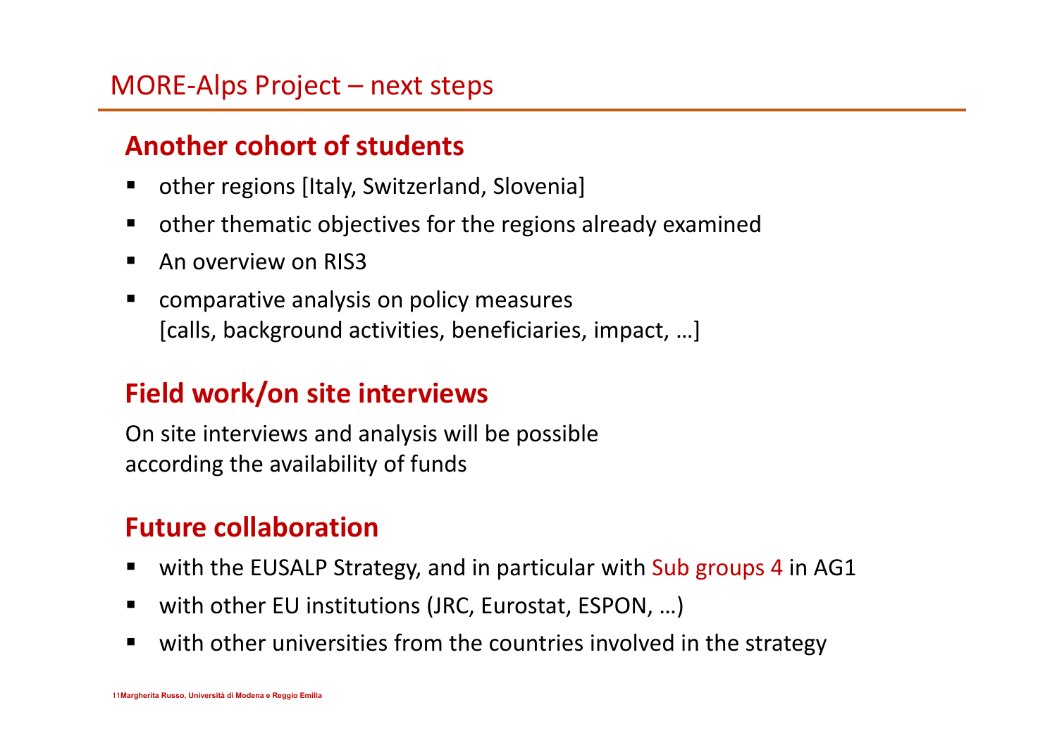# MORE-Alps Project – next steps

## Another cohort of students

- other regions [Italy, Switzerland, Slovenia]
- other thematic objectives for the regions already examined
- An overview on RIS3
- comparative analysis on policy measures
  [calls, background activities, beneficiaries, impact, …]

## Field work/on site interviews

On site interviews and analysis will be possible
according the availability of funds

## Future collaboration

- with the EUSALP Strategy, and in particular with Sub groups 4 in AG1
- with other EU institutions (JRC, Eurostat, ESPON, …)
- with other universities from the countries involved in the strategy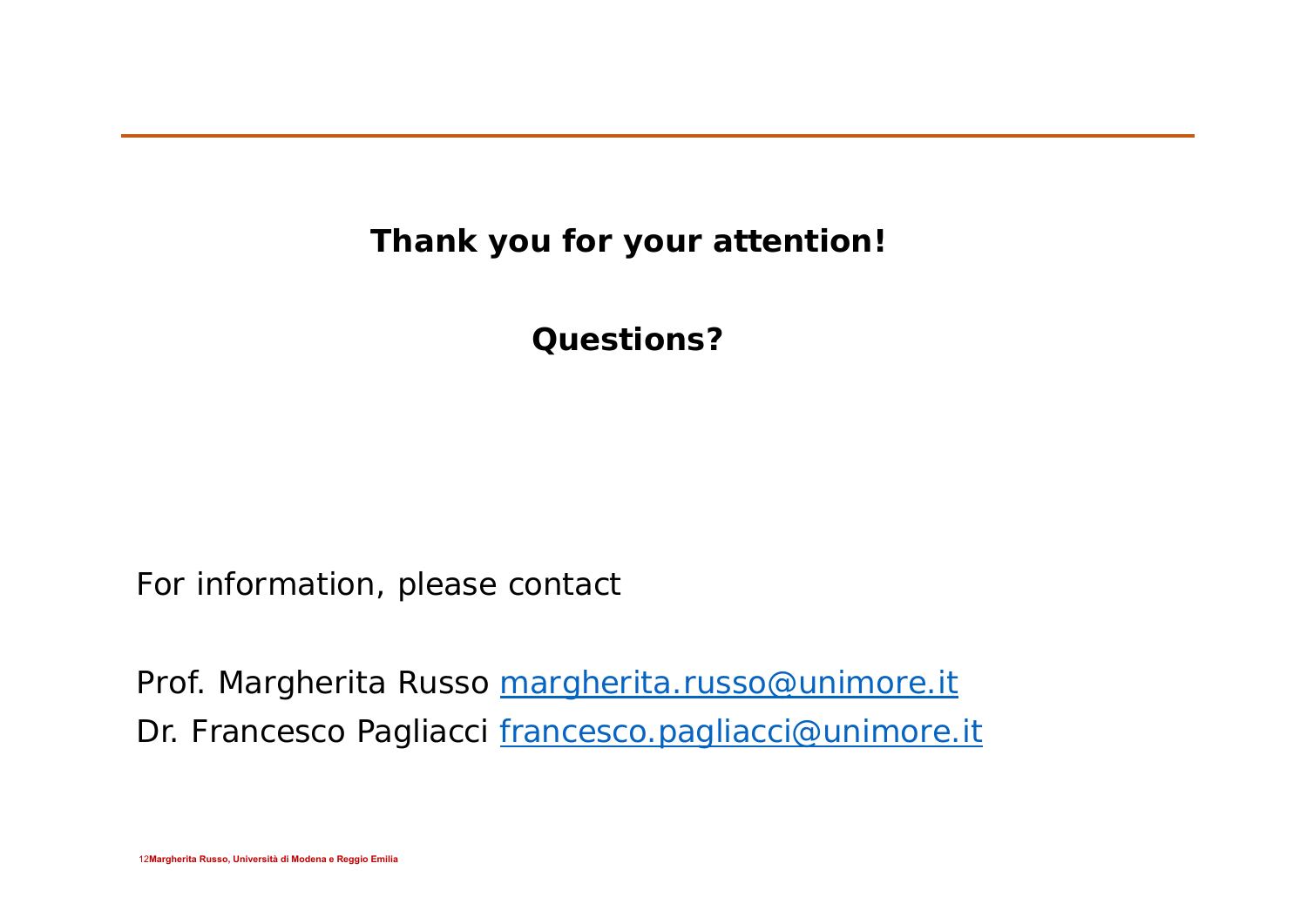**Thank you for your attention!**

**Questions?**

For information, please contact

Prof. Margherita Russo margherita.russo@unimore.it
Dr. Francesco Pagliacci francesco.pagliacci@unimore.it